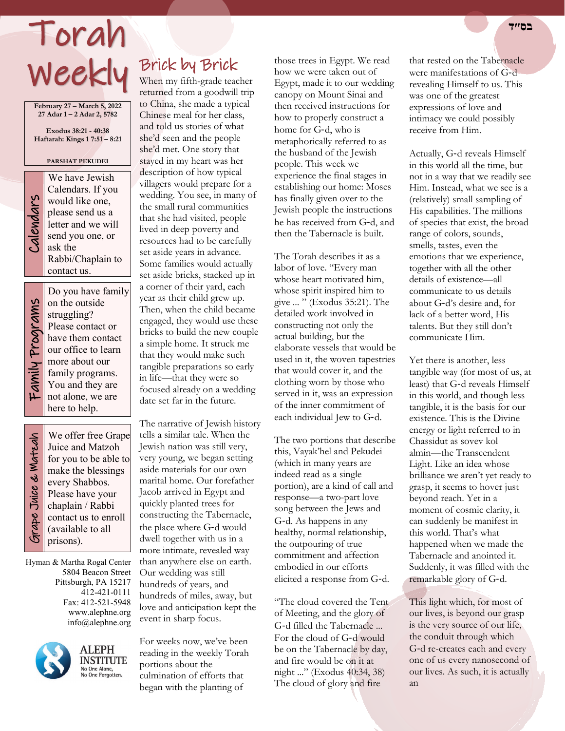בס״ד

# Torah Weekly

February 27 – March 5, 2022
27 Adar 1 – 2 Adar 2, 5782

Exodus 38:21 - 40:38
Haftarah: Kings 1 7:51 – 8:21

PARSHAT PEKUDEI

**Calendars**

We have Jewish Calendars. If you would like one, please send us a letter and we will send you one, or ask the Rabbi/Chaplain to contact us.

**Family Programs**

Do you have family on the outside struggling? Please contact or have them contact our office to learn more about our family programs. You and they are not alone, we are here to help.

**Grape Juice & Matzah**

We offer free Grape Juice and Matzoh for you to be able to make the blessings every Shabbos. Please have your chaplain / Rabbi contact us to enroll (available to all prisons).

Hyman & Martha Rogal Center
5804 Beacon Street
Pittsburgh, PA 15217
412-421-0111
Fax: 412-521-5948
www.alephne.org
info@alephne.org

ALEPH INSTITUTE
No One Alone,
No One Forgotten.

## Brick by Brick

When my fifth-grade teacher returned from a goodwill trip to China, she made a typical Chinese meal for her class, and told us stories of what she'd seen and the people she'd met. One story that stayed in my heart was her description of how typical villagers would prepare for a wedding. You see, in many of the small rural communities that she had visited, people lived in deep poverty and resources had to be carefully set aside years in advance. Some families would actually set aside bricks, stacked up in a corner of their yard, each year as their child grew up. Then, when the child became engaged, they would use these bricks to build the new couple a simple home. It struck me that they would make such tangible preparations so early in life—that they were so focused already on a wedding date set far in the future.

The narrative of Jewish history tells a similar tale. When the Jewish nation was still very, very young, we began setting aside materials for our own marital home. Our forefather Jacob arrived in Egypt and quickly planted trees for constructing the Tabernacle, the place where G-d would dwell together with us in a more intimate, revealed way than anywhere else on earth. Our wedding was still hundreds of years, and hundreds of miles, away, but love and anticipation kept the event in sharp focus.

For weeks now, we've been reading in the weekly Torah portions about the culmination of efforts that began with the planting of those trees in Egypt. We read how we were taken out of Egypt, made it to our wedding canopy on Mount Sinai and then received instructions for how to properly construct a home for G-d, who is metaphorically referred to as the husband of the Jewish people. This week we experience the final stages in establishing our home: Moses has finally given over to the Jewish people the instructions he has received from G-d, and then the Tabernacle is built.

The Torah describes it as a labor of love. "Every man whose heart motivated him, whose spirit inspired him to give ... " (Exodus 35:21). The detailed work involved in constructing not only the actual building, but the elaborate vessels that would be used in it, the woven tapestries that would cover it, and the clothing worn by those who served in it, was an expression of the inner commitment of each individual Jew to G-d.

The two portions that describe this, Vayak'hel and Pekudei (which in many years are indeed read as a single portion), are a kind of call and response—a two-part love song between the Jews and G-d. As happens in any healthy, normal relationship, the outpouring of true commitment and affection embodied in our efforts elicited a response from G-d.

"The cloud covered the Tent of Meeting, and the glory of G-d filled the Tabernacle ... For the cloud of G-d would be on the Tabernacle by day, and fire would be on it at night ..." (Exodus 40:34, 38) The cloud of glory and fire that rested on the Tabernacle were manifestations of G-d revealing Himself to us. This was one of the greatest expressions of love and intimacy we could possibly receive from Him.

Actually, G-d reveals Himself in this world all the time, but not in a way that we readily see Him. Instead, what we see is a (relatively) small sampling of His capabilities. The millions of species that exist, the broad range of colors, sounds, smells, tastes, even the emotions that we experience, together with all the other details of existence—all communicate to us details about G-d's desire and, for lack of a better word, His talents. But they still don't communicate Him.

Yet there is another, less tangible way (for most of us, at least) that G-d reveals Himself in this world, and though less tangible, it is the basis for our existence. This is the Divine energy or light referred to in Chassidut as sovev kol almin—the Transcendent Light. Like an idea whose brilliance we aren't yet ready to grasp, it seems to hover just beyond reach. Yet in a moment of cosmic clarity, it can suddenly be manifest in this world. That's what happened when we made the Tabernacle and anointed it. Suddenly, it was filled with the remarkable glory of G-d.

This light which, for most of our lives, is beyond our grasp is the very source of our life, the conduit through which G-d re-creates each and every one of us every nanosecond of our lives. As such, it is actually an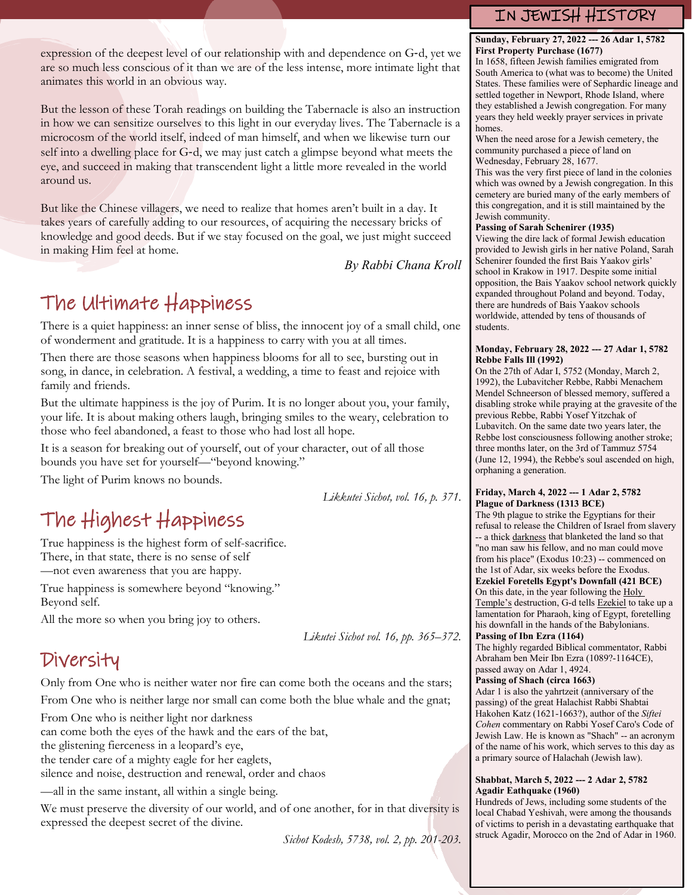expression of the deepest level of our relationship with and dependence on G-d, yet we are so much less conscious of it than we are of the less intense, more intimate light that animates this world in an obvious way.

But the lesson of these Torah readings on building the Tabernacle is also an instruction in how we can sensitize ourselves to this light in our everyday lives. The Tabernacle is a microcosm of the world itself, indeed of man himself, and when we likewise turn our self into a dwelling place for G-d, we may just catch a glimpse beyond what meets the eye, and succeed in making that transcendent light a little more revealed in the world around us.

But like the Chinese villagers, we need to realize that homes aren't built in a day. It takes years of carefully adding to our resources, of acquiring the necessary bricks of knowledge and good deeds. But if we stay focused on the goal, we just might succeed in making Him feel at home.

*By Rabbi Chana Kroll*

## The Ultimate Happiness

There is a quiet happiness: an inner sense of bliss, the innocent joy of a small child, one of wonderment and gratitude. It is a happiness to carry with you at all times.

Then there are those seasons when happiness blooms for all to see, bursting out in song, in dance, in celebration. A festival, a wedding, a time to feast and rejoice with family and friends.

But the ultimate happiness is the joy of Purim. It is no longer about you, your family, your life. It is about making others laugh, bringing smiles to the weary, celebration to those who feel abandoned, a feast to those who had lost all hope.

It is a season for breaking out of yourself, out of your character, out of all those bounds you have set for yourself—"beyond knowing."

The light of Purim knows no bounds.

*Likkutei Sichot, vol. 16, p. 371.*

## The Highest Happiness

True happiness is the highest form of self-sacrifice.
There, in that state, there is no sense of self
—not even awareness that you are happy.

True happiness is somewhere beyond "knowing."
Beyond self.

All the more so when you bring joy to others.

*Likutei Sichot vol. 16, pp. 365–372.*

## Diversity

Only from One who is neither water nor fire can come both the oceans and the stars;

From One who is neither large nor small can come both the blue whale and the gnat;

From One who is neither light nor darkness
can come both the eyes of the hawk and the ears of the bat,
the glistening fierceness in a leopard's eye,
the tender care of a mighty eagle for her eaglets,
silence and noise, destruction and renewal, order and chaos

—all in the same instant, all within a single being.

We must preserve the diversity of our world, and of one another, for in that diversity is expressed the deepest secret of the divine.

*Sichot Kodesh, 5738, vol. 2, pp. 201-203.*

## IN JEWISH HISTORY

**Sunday, February 27, 2022 --- 26 Adar 1, 5782**
**First Property Purchase (1677)**
In 1658, fifteen Jewish families emigrated from South America to (what was to become) the United States. These families were of Sephardic lineage and settled together in Newport, Rhode Island, where they established a Jewish congregation. For many years they held weekly prayer services in private homes.
When the need arose for a Jewish cemetery, the community purchased a piece of land on Wednesday, February 28, 1677.
This was the very first piece of land in the colonies which was owned by a Jewish congregation. In this cemetery are buried many of the early members of this congregation, and it is still maintained by the Jewish community.
**Passing of Sarah Schenirer (1935)**
Viewing the dire lack of formal Jewish education provided to Jewish girls in her native Poland, Sarah Schenirer founded the first Bais Yaakov girls' school in Krakow in 1917. Despite some initial opposition, the Bais Yaakov school network quickly expanded throughout Poland and beyond. Today, there are hundreds of Bais Yaakov schools worldwide, attended by tens of thousands of students.

**Monday, February 28, 2022 --- 27 Adar 1, 5782**
**Rebbe Falls Ill (1992)**
On the 27th of Adar I, 5752 (Monday, March 2, 1992), the Lubavitcher Rebbe, Rabbi Menachem Mendel Schneerson of blessed memory, suffered a disabling stroke while praying at the gravesite of the previous Rebbe, Rabbi Yosef Yitzchak of Lubavitch. On the same date two years later, the Rebbe lost consciousness following another stroke; three months later, on the 3rd of Tammuz 5754 (June 12, 1994), the Rebbe's soul ascended on high, orphaning a generation.

**Friday, March 4, 2022 --- 1 Adar 2, 5782**
**Plague of Darkness (1313 BCE)**
The 9th plague to strike the Egyptians for their refusal to release the Children of Israel from slavery -- a thick darkness that blanketed the land so that "no man saw his fellow, and no man could move from his place" (Exodus 10:23) -- commenced on the 1st of Adar, six weeks before the Exodus.
**Ezekiel Foretells Egypt's Downfall (421 BCE)**
On this date, in the year following the Holy Temple's destruction, G-d tells Ezekiel to take up a lamentation for Pharaoh, king of Egypt, foretelling his downfall in the hands of the Babylonians.
**Passing of Ibn Ezra (1164)**
The highly regarded Biblical commentator, Rabbi Abraham ben Meir Ibn Ezra (1089?-1164CE), passed away on Adar 1, 4924.
**Passing of Shach (circa 1663)**
Adar 1 is also the yahrtzeit (anniversary of the passing) of the great Halachist Rabbi Shabtai Hakohen Katz (1621-1663?), author of the *Siftei Cohen* commentary on Rabbi Yosef Caro's Code of Jewish Law. He is known as "Shach" -- an acronym of the name of his work, which serves to this day as a primary source of Halachah (Jewish law).

**Shabbat, March 5, 2022 --- 2 Adar 2, 5782**
**Agadir Eathquake (1960)**
Hundreds of Jews, including some students of the local Chabad Yeshivah, were among the thousands of victims to perish in a devastating earthquake that struck Agadir, Morocco on the 2nd of Adar in 1960.